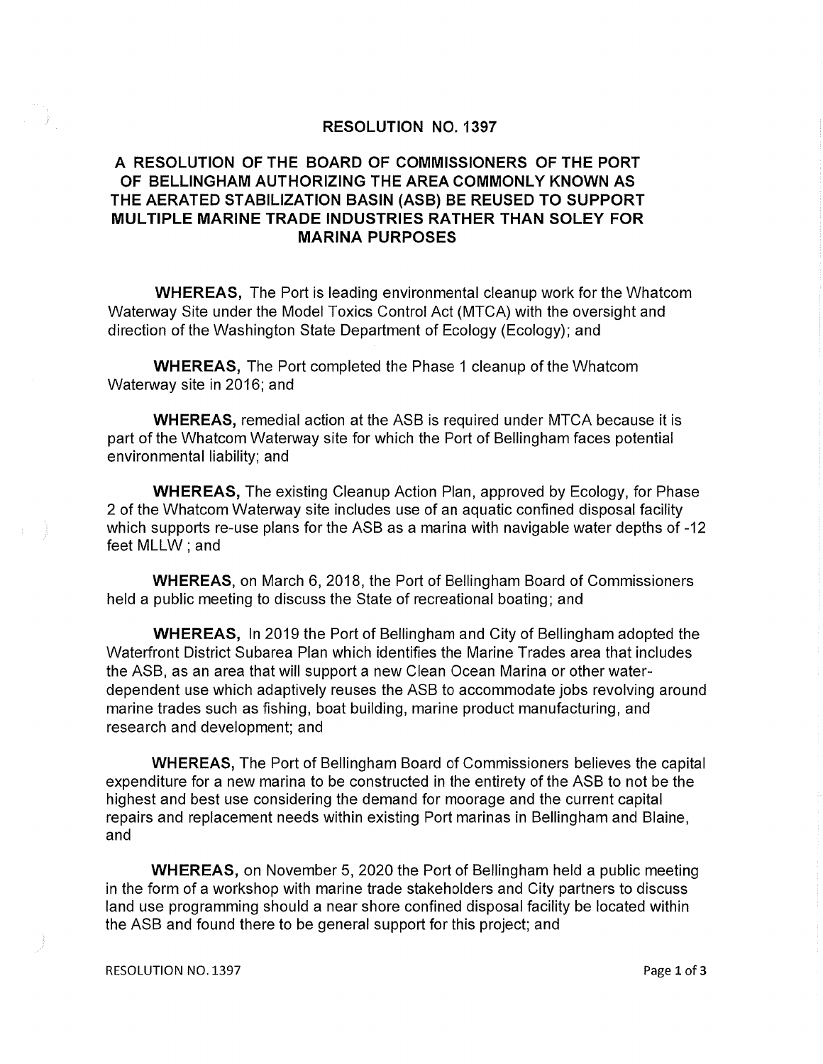# RESOLUTION NO. 1397

## A RESOLUTION OF THE BOARD OF COMMISSIONERS OF THE PORT OF BELLINGHAM AUTHORIZING THE AREA COMMONLY KNOWN AS THE AERATED STABILIZATION BASIN (ASB) BE REUSED TO SUPPORT MULTIPLE MARINE TRADE INDUSTRIES RATHER THAN SOLEY FOR MARINA PURPOSES

**WHEREAS,** The Port is leading environmental cleanup work for the Whatcom Waterway Site under the Model Toxics Control Act (MTCA) with the oversight and direction of the Washington State Department of Ecology (Ecology); and

**WHEREAS,** The Port completed the Phase 1 cleanup of the Whatcom Waterway site in 2016; and

**WHEREAS,** remedial action at the ASB is required under MTCA because it is part of the Whatcom Waterway site for which the Port of Bellingham faces potential environmental liability; and

**WHEREAS,** The existing Cleanup Action Plan, approved by Ecology, for Phase 2 of the Whatcom Waterway site includes use of an aquatic confined disposal facility which supports re-use plans for the ASB as a marina with navigable water depths of -12 feet MLLW ; and

**WHEREAS,** on March 6, 2018, the Port of Bellingham Board of Commissioners held a public meeting to discuss the State of recreational boating; and

**WHEREAS,** In 2019 the Port of Bellingham and City of Bellingham adopted the Waterfront District Subarea Plan which identifies the Marine Trades area that includes the ASB, as an area that will support a new Clean Ocean Marina or other water-dependent use which adaptively reuses the ASB to accommodate jobs revolving around marine trades such as fishing, boat building, marine product manufacturing, and research and development; and

**WHEREAS,** The Port of Bellingham Board of Commissioners believes the capital expenditure for a new marina to be constructed in the entirety of the ASB to not be the highest and best use considering the demand for moorage and the current capital repairs and replacement needs within existing Port marinas in Bellingham and Blaine, and

**WHEREAS,** on November 5, 2020 the Port of Bellingham held a public meeting in the form of a workshop with marine trade stakeholders and City partners to discuss land use programming should a near shore confined disposal facility be located within the ASB and found there to be general support for this project; and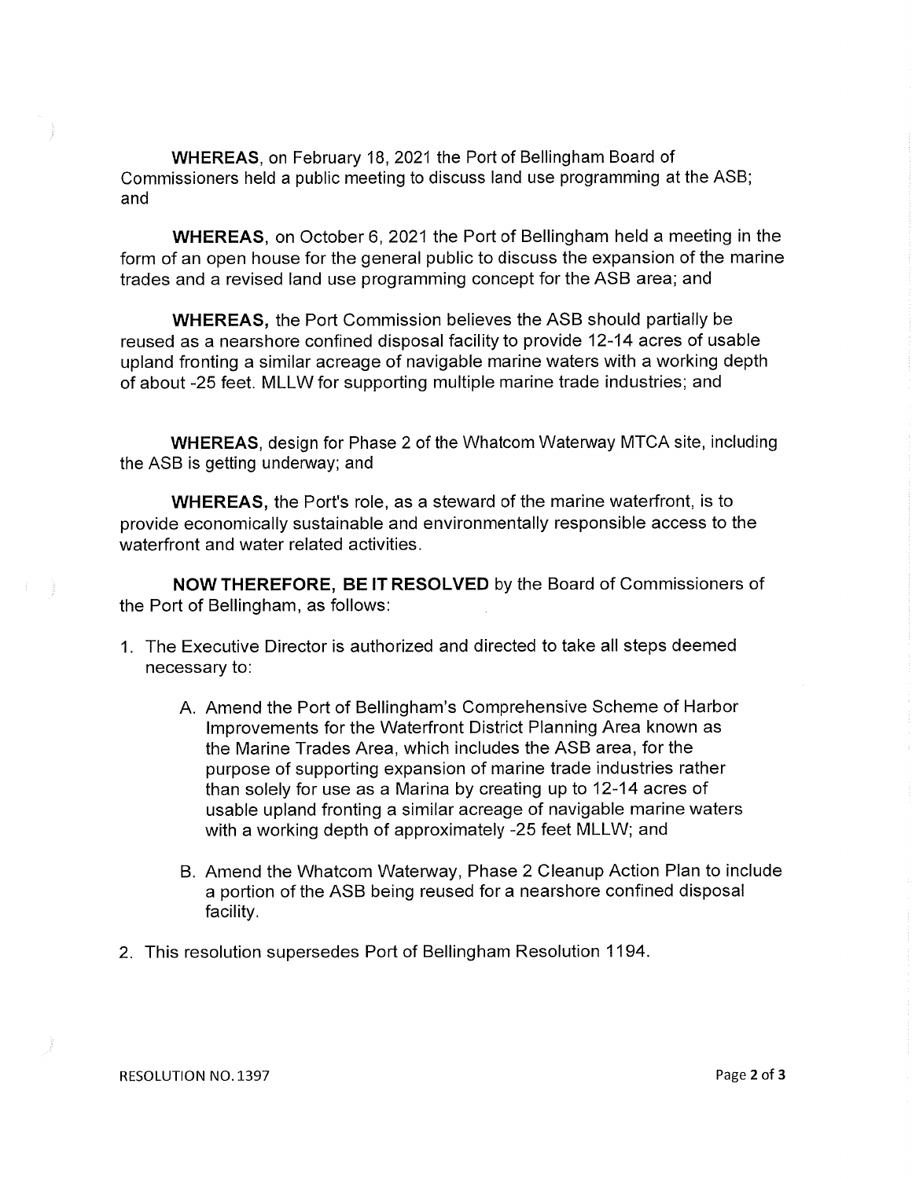**WHEREAS**, on February 18, 2021 the Port of Bellingham Board of Commissioners held a public meeting to discuss land use programming at the ASB; and

**WHEREAS**, on October 6, 2021 the Port of Bellingham held a meeting in the form of an open house for the general public to discuss the expansion of the marine trades and a revised land use programming concept for the ASB area; and

**WHEREAS,** the Port Commission believes the ASB should partially be reused as a nearshore confined disposal facility to provide 12-14 acres of usable upland fronting a similar acreage of navigable marine waters with a working depth of about -25 feet. MLLW for supporting multiple marine trade industries; and

**WHEREAS**, design for Phase 2 of the Whatcom Waterway MTCA site, including the ASB is getting underway; and

**WHEREAS,** the Port's role, as a steward of the marine waterfront, is to provide economically sustainable and environmentally responsible access to the waterfront and water related activities.

**NOW THEREFORE, BE IT RESOLVED** by the Board of Commissioners of the Port of Bellingham, as follows:

1. The Executive Director is authorized and directed to take all steps deemed necessary to:

    A. Amend the Port of Bellingham's Comprehensive Scheme of Harbor Improvements for the Waterfront District Planning Area known as the Marine Trades Area, which includes the ASB area, for the purpose of supporting expansion of marine trade industries rather than solely for use as a Marina by creating up to 12-14 acres of usable upland fronting a similar acreage of navigable marine waters with a working depth of approximately -25 feet MLLW; and

    B. Amend the Whatcom Waterway, Phase 2 Cleanup Action Plan to include a portion of the ASB being reused for a nearshore confined disposal facility.

2. This resolution supersedes Port of Bellingham Resolution 1194.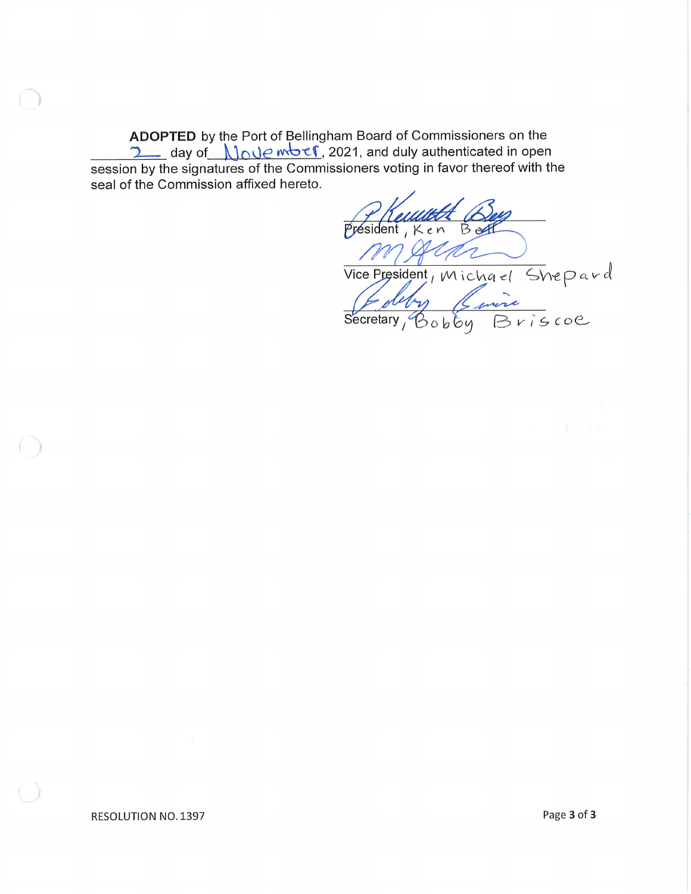**ADOPTED** by the Port of Bellingham Board of Commissioners on the 2 day of November, 2021, and duly authenticated in open session by the signatures of the Commissioners voting in favor thereof with the seal of the Commission affixed hereto.

President, Ken Bell

Vice President, Michael Shepard

Secretary, Bobby Briscoe

RESOLUTION NO. 1397